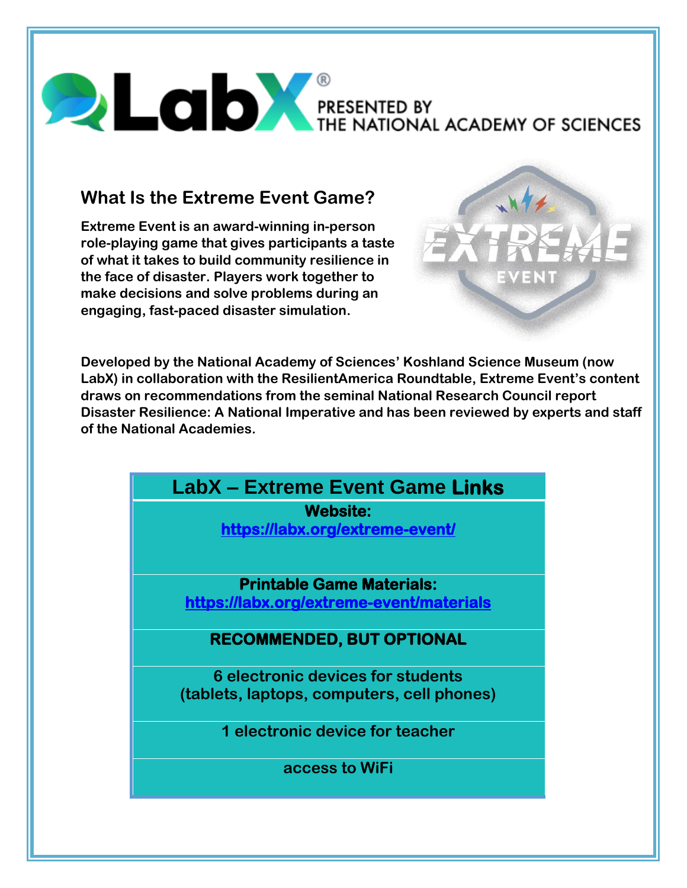# LabX® PRESENTED BY THE NATIONAL ACADEMY OF SCIENCES

## What Is the Extreme Event Game?

**Extreme Event is an award-winning in-person role-playing game that gives participants a taste of what it takes to build community resilience in the face of disaster. Players work together to make decisions and solve problems during an engaging, fast-paced disaster simulation.**

**Developed by the National Academy of Sciences' Koshland Science Museum (now LabX) in collaboration with the ResilientAmerica Roundtable, Extreme Event's content draws on recommendations from the seminal National Research Council report Disaster Resilience: A National Imperative and has been reviewed by experts and staff of the National Academies.**

| LabX – Extreme Event Game Links |
|---|
| **Website:** [https://labx.org/extreme-event/](https://labx.org/extreme-event/) |
| **Printable Game Materials:** [https://labx.org/extreme-event/materials](https://labx.org/extreme-event/materials) |
| **RECOMMENDED, BUT OPTIONAL** |
| 6 electronic devices for students (tablets, laptops, computers, cell phones) |
| 1 electronic device for teacher |
| access to WiFi |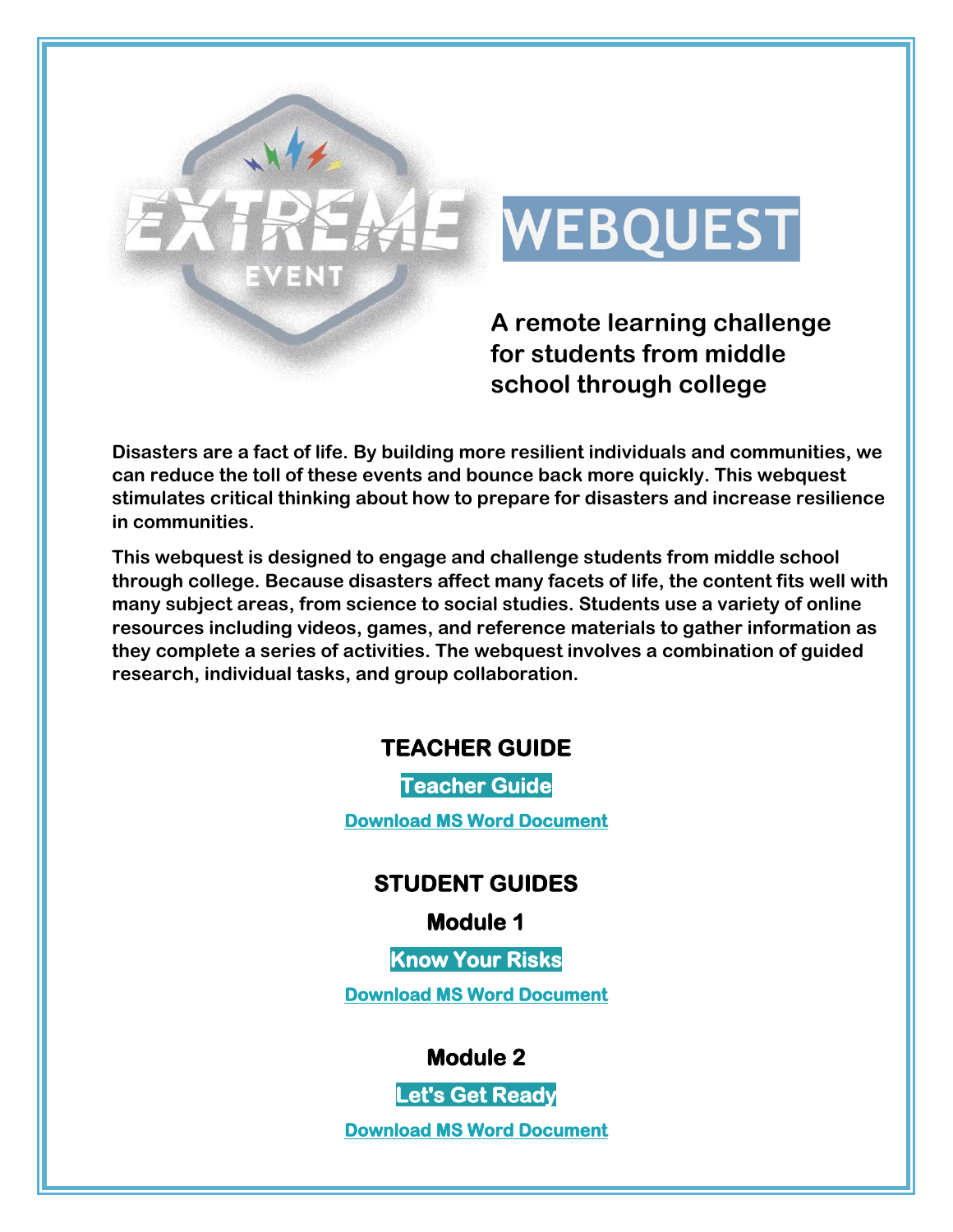# EXTREME EVENT WEBQUEST

**A remote learning challenge for students from middle school through college**

**Disasters are a fact of life. By building more resilient individuals and communities, we can reduce the toll of these events and bounce back more quickly. This webquest stimulates critical thinking about how to prepare for disasters and increase resilience in communities.**

**This webquest is designed to engage and challenge students from middle school through college. Because disasters affect many facets of life, the content fits well with many subject areas, from science to social studies. Students use a variety of online resources including videos, games, and reference materials to gather information as they complete a series of activities. The webquest involves a combination of guided research, individual tasks, and group collaboration.**

## TEACHER GUIDE

**Teacher Guide**

**Download MS Word Document**

## STUDENT GUIDES

### Module 1

**Know Your Risks**

**Download MS Word Document**

### Module 2

**Let's Get Ready**

**Download MS Word Document**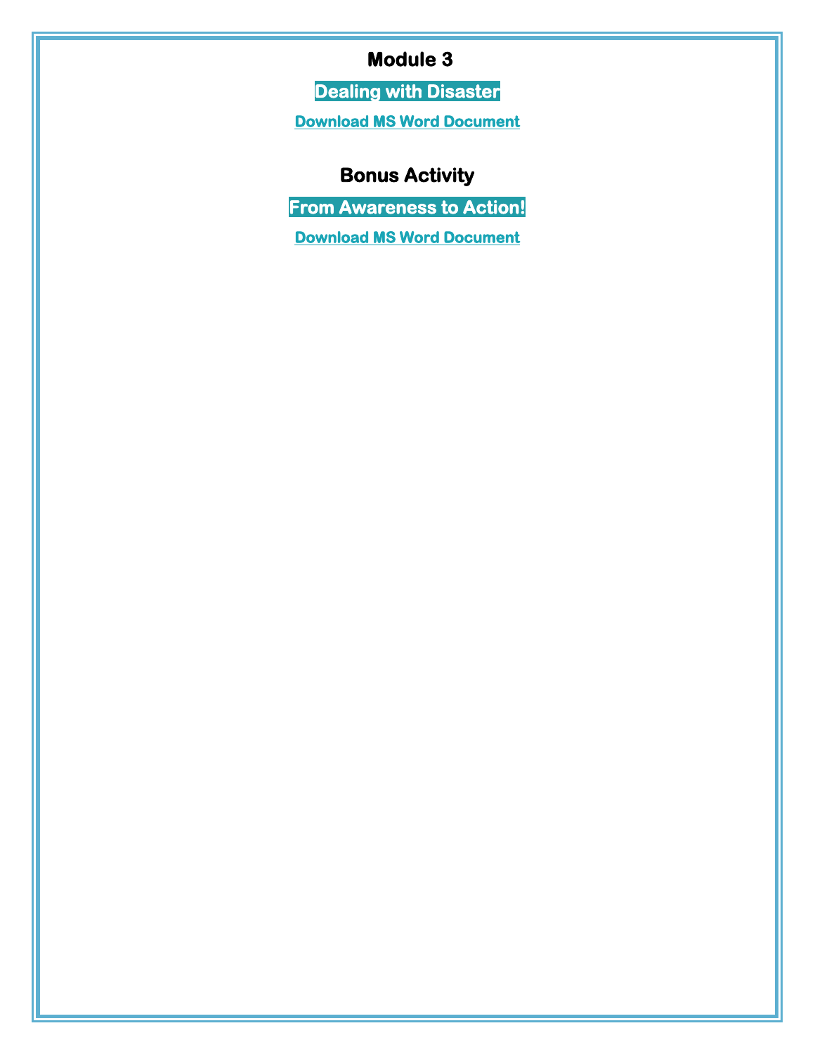## Module 3

**Dealing with Disaster**

**Download MS Word Document**

## Bonus Activity

**From Awareness to Action!**

**Download MS Word Document**